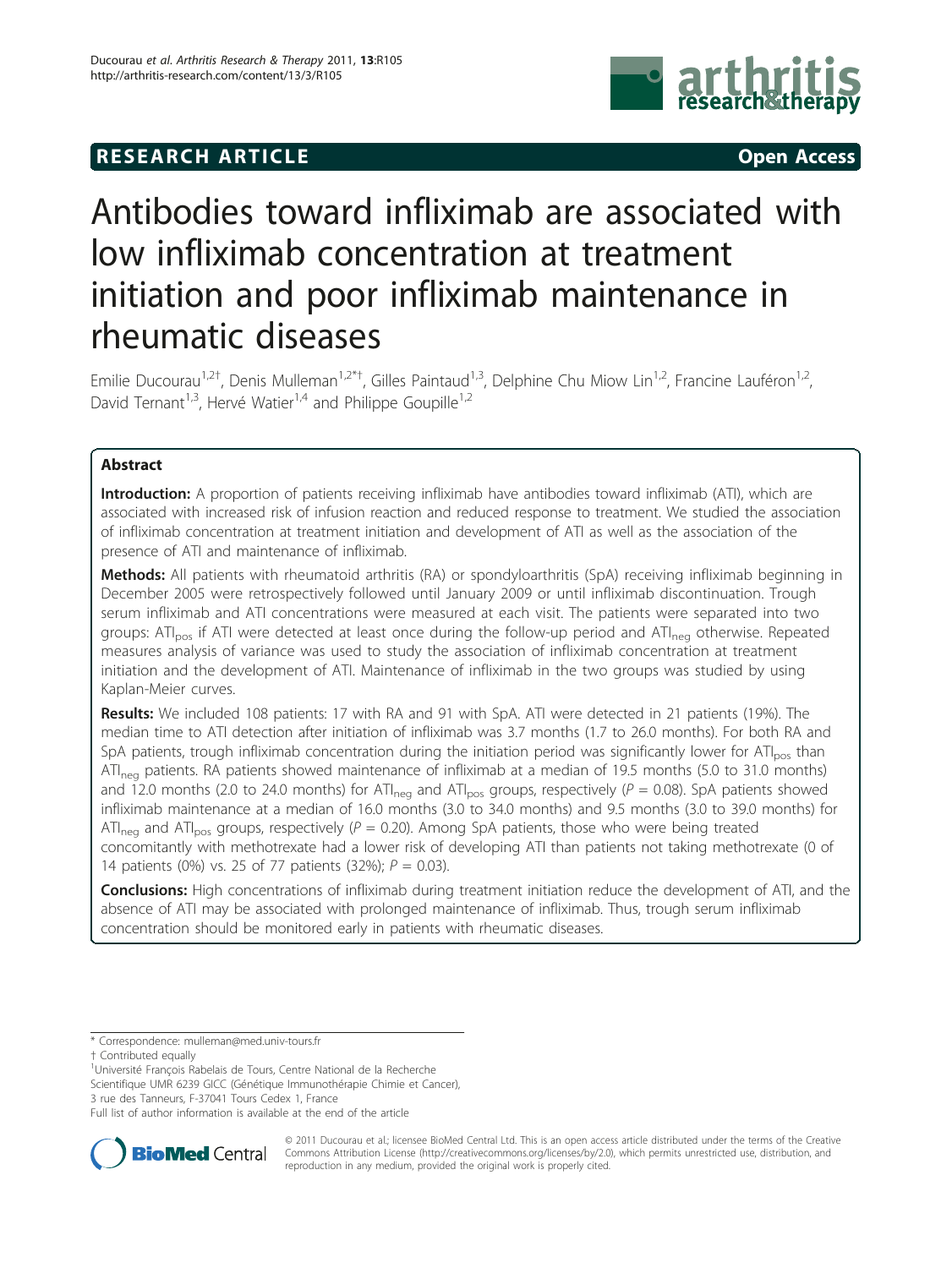RESEARCH ARTICLE

Open Access

# Antibodies toward infliximab are associated with low infliximab concentration at treatment initiation and poor infliximab maintenance in rheumatic diseases

Emilie Ducourau[1,2†], Denis Mulleman[1,2*†], Gilles Paintaud[1,3], Delphine Chu Miow Lin[1,2], Francine Lauféron[1,2], David Ternant[1,3], Hervé Watier[1,4] and Philippe Goupille[1,2]

## Abstract

**Introduction:** A proportion of patients receiving infliximab have antibodies toward infliximab (ATI), which are associated with increased risk of infusion reaction and reduced response to treatment. We studied the association of infliximab concentration at treatment initiation and development of ATI as well as the association of the presence of ATI and maintenance of infliximab.

**Methods:** All patients with rheumatoid arthritis (RA) or spondyloarthritis (SpA) receiving infliximab beginning in December 2005 were retrospectively followed until January 2009 or until infliximab discontinuation. Trough serum infliximab and ATI concentrations were measured at each visit. The patients were separated into two groups: $ATI_{pos}$ if ATI were detected at least once during the follow-up period and $ATI_{neg}$ otherwise. Repeated measures analysis of variance was used to study the association of infliximab concentration at treatment initiation and the development of ATI. Maintenance of infliximab in the two groups was studied by using Kaplan-Meier curves.

**Results:** We included 108 patients: 17 with RA and 91 with SpA. ATI were detected in 21 patients (19%). The median time to ATI detection after initiation of infliximab was 3.7 months (1.7 to 26.0 months). For both RA and SpA patients, trough infliximab concentration during the initiation period was significantly lower for $ATI_{pos}$ than $ATI_{neg}$ patients. RA patients showed maintenance of infliximab at a median of 19.5 months (5.0 to 31.0 months) and 12.0 months (2.0 to 24.0 months) for $ATI_{neg}$ and $ATI_{pos}$ groups, respectively ($P = 0.08$). SpA patients showed infliximab maintenance at a median of 16.0 months (3.0 to 34.0 months) and 9.5 months (3.0 to 39.0 months) for $ATI_{neg}$ and $ATI_{pos}$ groups, respectively ($P = 0.20$). Among SpA patients, those who were being treated concomitantly with methotrexate had a lower risk of developing ATI than patients not taking methotrexate (0 of 14 patients (0%) vs. 25 of 77 patients (32%); $P = 0.03$).

**Conclusions:** High concentrations of infliximab during treatment initiation reduce the development of ATI, and the absence of ATI may be associated with prolonged maintenance of infliximab. Thus, trough serum infliximab concentration should be monitored early in patients with rheumatic diseases.

\* Correspondence: mulleman@med.univ-tours.fr

† Contributed equally

[1]Université François Rabelais de Tours, Centre National de la Recherche Scientifique UMR 6239 GICC (Génétique Immunothérapie Chimie et Cancer), 3 rue des Tanneurs, F-37041 Tours Cedex 1, France

Full list of author information is available at the end of the article

© 2011 Ducourau et al.; licensee BioMed Central Ltd. This is an open access article distributed under the terms of the Creative Commons Attribution License (http://creativecommons.org/licenses/by/2.0), which permits unrestricted use, distribution, and reproduction in any medium, provided the original work is properly cited.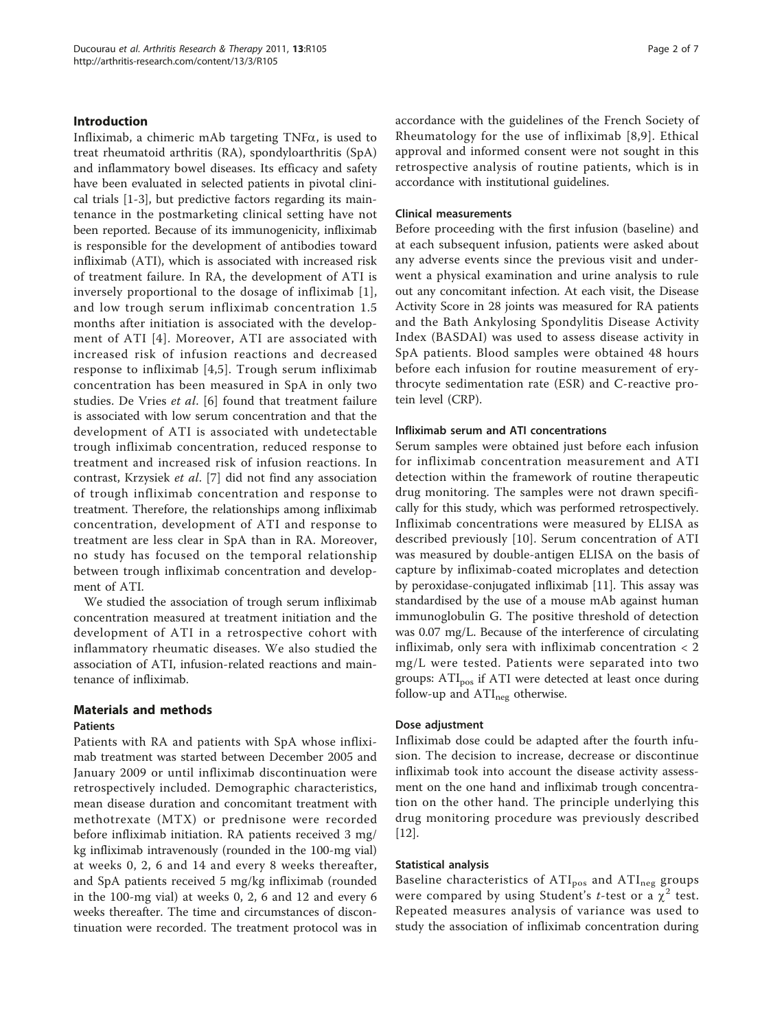## Introduction

Infliximab, a chimeric mAb targeting TNFα, is used to treat rheumatoid arthritis (RA), spondyloarthritis (SpA) and inflammatory bowel diseases. Its efficacy and safety have been evaluated in selected patients in pivotal clinical trials [1-3], but predictive factors regarding its maintenance in the postmarketing clinical setting have not been reported. Because of its immunogenicity, infliximab is responsible for the development of antibodies toward infliximab (ATI), which is associated with increased risk of treatment failure. In RA, the development of ATI is inversely proportional to the dosage of infliximab [1], and low trough serum infliximab concentration 1.5 months after initiation is associated with the development of ATI [4]. Moreover, ATI are associated with increased risk of infusion reactions and decreased response to infliximab [4,5]. Trough serum infliximab concentration has been measured in SpA in only two studies. De Vries *et al*. [6] found that treatment failure is associated with low serum concentration and that the development of ATI is associated with undetectable trough infliximab concentration, reduced response to treatment and increased risk of infusion reactions. In contrast, Krzysiek *et al*. [7] did not find any association of trough infliximab concentration and response to treatment. Therefore, the relationships among infliximab concentration, development of ATI and response to treatment are less clear in SpA than in RA. Moreover, no study has focused on the temporal relationship between trough infliximab concentration and development of ATI.

We studied the association of trough serum infliximab concentration measured at treatment initiation and the development of ATI in a retrospective cohort with inflammatory rheumatic diseases. We also studied the association of ATI, infusion-related reactions and maintenance of infliximab.

## Materials and methods

### Patients

Patients with RA and patients with SpA whose infliximab treatment was started between December 2005 and January 2009 or until infliximab discontinuation were retrospectively included. Demographic characteristics, mean disease duration and concomitant treatment with methotrexate (MTX) or prednisone were recorded before infliximab initiation. RA patients received 3 mg/kg infliximab intravenously (rounded in the 100-mg vial) at weeks 0, 2, 6 and 14 and every 8 weeks thereafter, and SpA patients received 5 mg/kg infliximab (rounded in the 100-mg vial) at weeks 0, 2, 6 and 12 and every 6 weeks thereafter. The time and circumstances of discontinuation were recorded. The treatment protocol was in accordance with the guidelines of the French Society of Rheumatology for the use of infliximab [8,9]. Ethical approval and informed consent were not sought in this retrospective analysis of routine patients, which is in accordance with institutional guidelines.

### Clinical measurements

Before proceeding with the first infusion (baseline) and at each subsequent infusion, patients were asked about any adverse events since the previous visit and underwent a physical examination and urine analysis to rule out any concomitant infection. At each visit, the Disease Activity Score in 28 joints was measured for RA patients and the Bath Ankylosing Spondylitis Disease Activity Index (BASDAI) was used to assess disease activity in SpA patients. Blood samples were obtained 48 hours before each infusion for routine measurement of erythrocyte sedimentation rate (ESR) and C-reactive protein level (CRP).

### Infliximab serum and ATI concentrations

Serum samples were obtained just before each infusion for infliximab concentration measurement and ATI detection within the framework of routine therapeutic drug monitoring. The samples were not drawn specifically for this study, which was performed retrospectively. Infliximab concentrations were measured by ELISA as described previously [10]. Serum concentration of ATI was measured by double-antigen ELISA on the basis of capture by infliximab-coated microplates and detection by peroxidase-conjugated infliximab [11]. This assay was standardised by the use of a mouse mAb against human immunoglobulin G. The positive threshold of detection was 0.07 mg/L. Because of the interference of circulating infliximab, only sera with infliximab concentration < 2 mg/L were tested. Patients were separated into two groups: $ATI_{pos}$ if ATI were detected at least once during follow-up and $ATI_{neg}$ otherwise.

### Dose adjustment

Infliximab dose could be adapted after the fourth infusion. The decision to increase, decrease or discontinue infliximab took into account the disease activity assessment on the one hand and infliximab trough concentration on the other hand. The principle underlying this drug monitoring procedure was previously described [12].

### Statistical analysis

Baseline characteristics of $ATI_{pos}$ and $ATI_{neg}$ groups were compared by using Student's *t*-test or a $\chi^2$ test. Repeated measures analysis of variance was used to study the association of infliximab concentration during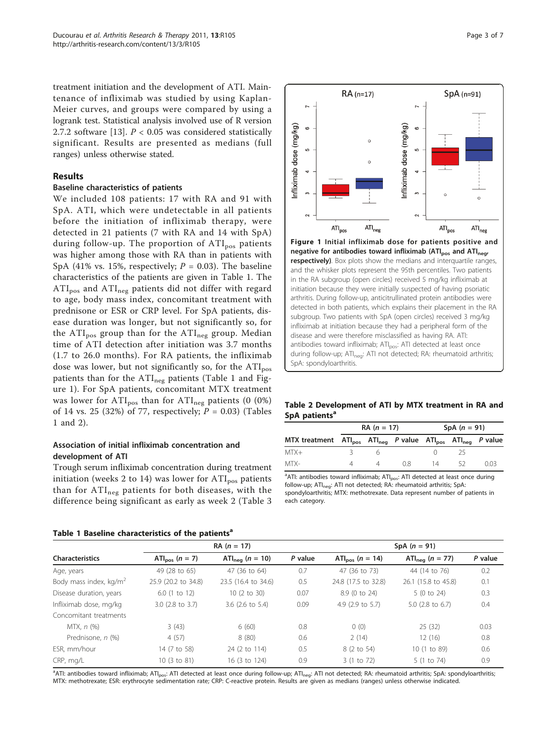treatment initiation and the development of ATI. Maintenance of infliximab was studied by using Kaplan-Meier curves, and groups were compared by using a logrank test. Statistical analysis involved use of R version 2.7.2 software [13]. $P < 0.05$ was considered statistically significant. Results are presented as medians (full ranges) unless otherwise stated.

## Results

### Baseline characteristics of patients

We included 108 patients: 17 with RA and 91 with SpA. ATI, which were undetectable in all patients before the initiation of infliximab therapy, were detected in 21 patients (7 with RA and 14 with SpA) during follow-up. The proportion of $ATI_{pos}$ patients was higher among those with RA than in patients with SpA (41% vs. 15%, respectively; $P = 0.03$). The baseline characteristics of the patients are given in Table 1. The $ATI_{pos}$ and $ATI_{neg}$ patients did not differ with regard to age, body mass index, concomitant treatment with prednisone or ESR or CRP level. For SpA patients, disease duration was longer, but not significantly so, for the $ATI_{pos}$ group than for the $ATI_{neg}$ group. Median time of ATI detection after initiation was 3.7 months (1.7 to 26.0 months). For RA patients, the infliximab dose was lower, but not significantly so, for the $ATI_{pos}$ patients than for the $ATI_{neg}$ patients (Table 1 and Figure 1). For SpA patients, concomitant MTX treatment was lower for $ATI_{pos}$ than for $ATI_{neg}$ patients (0 (0%) of 14 vs. 25 (32%) of 77, respectively; $P = 0.03$) (Tables 1 and 2).

### Association of initial infliximab concentration and development of ATI

Trough serum infliximab concentration during treatment initiation (weeks 2 to 14) was lower for $ATI_{pos}$ patients than for $ATI_{neg}$ patients for both diseases, with the difference being significant as early as week 2 (Table 3

**Figure 1 Initial infliximab dose for patients positive and negative for antibodies toward infliximab ($ATI_{pos}$ and $ATI_{neg}$, respectively)**. Box plots show the medians and interquartile ranges, and the whisker plots represent the 95th percentiles. Two patients in the RA subgroup (open circles) received 5 mg/kg infliximab at initiation because they were initially suspected of having psoriatic arthritis. During follow-up, anticitrullinated protein antibodies were detected in both patients, which explains their placement in the RA subgroup. Two patients with SpA (open circles) received 3 mg/kg infliximab at initiation because they had a peripheral form of the disease and were therefore misclassified as having RA. ATI: antibodies toward infliximab; $ATI_{pos}$: ATI detected at least once during follow-up; $ATI_{neg}$: ATI not detected; RA: rheumatoid arthritis; SpA: spondyloarthritis.

**Table 2 Development of ATI by MTX treatment in RA and SpA patients[a]**

| | RA ($n$ = 17) | | | SpA ($n$ = 91) | | |
|---|---|---|---|---|---|---|
| MTX treatment | $ATI_{pos}$ | $ATI_{neg}$ | $P$ value | $ATI_{pos}$ | $ATI_{neg}$ | $P$ value |
| MTX+ | 3 | 6 | | 0 | 25 | |
| MTX- | 4 | 4 | 0.8 | 14 | 52 | 0.03 |

[a]ATI: antibodies toward infliximab; $ATI_{pos}$: ATI detected at least once during follow-up; $ATI_{neg}$: ATI not detected; RA: rheumatoid arthritis; SpA: spondyloarthritis; MTX: methotrexate. Data represent number of patients in each category.

**Table 1 Baseline characteristics of the patients[a]**

| Characteristics | RA ($n$ = 17) | | | SpA ($n$ = 91) | | |
|---|---|---|---|---|---|---|
| | $ATI_{pos}$ ($n$ = 7) | $ATI_{neg}$ ($n$ = 10) | $P$ value | $ATI_{pos}$ ($n$ = 14) | $ATI_{neg}$ ($n$ = 77) | $P$ value |
| Age, years | 49 (28 to 65) | 47 (36 to 64) | 0.7 | 47 (36 to 73) | 44 (14 to 76) | 0.2 |
| Body mass index, kg/m$^2$ | 25.9 (20.2 to 34.8) | 23.5 (16.4 to 34.6) | 0.5 | 24.8 (17.5 to 32.8) | 26.1 (15.8 to 45.8) | 0.1 |
| Disease duration, years | 6.0 (1 to 12) | 10 (2 to 30) | 0.07 | 8.9 (0 to 24) | 5 (0 to 24) | 0.3 |
| Infliximab dose, mg/kg | 3.0 (2.8 to 3.7) | 3.6 (2.6 to 5.4) | 0.09 | 4.9 (2.9 to 5.7) | 5.0 (2.8 to 6.7) | 0.4 |
| Concomitant treatments | | | | | | |
| MTX, $n$ (%) | 3 (43) | 6 (60) | 0.8 | 0 (0) | 25 (32) | 0.03 |
| Prednisone, $n$ (%) | 4 (57) | 8 (80) | 0.6 | 2 (14) | 12 (16) | 0.8 |
| ESR, mm/hour | 14 (7 to 58) | 24 (2 to 114) | 0.5 | 8 (2 to 54) | 10 (1 to 89) | 0.6 |
| CRP, mg/L | 10 (3 to 81) | 16 (3 to 124) | 0.9 | 3 (1 to 72) | 5 (1 to 74) | 0.9 |

[a]ATI: antibodies toward infliximab; $ATI_{pos}$: ATI detected at least once during follow-up; $ATI_{neg}$: ATI not detected; RA: rheumatoid arthritis; SpA: spondyloarthritis; MTX: methotrexate; ESR: erythrocyte sedimentation rate; CRP: C-reactive protein. Results are given as medians (ranges) unless otherwise indicated.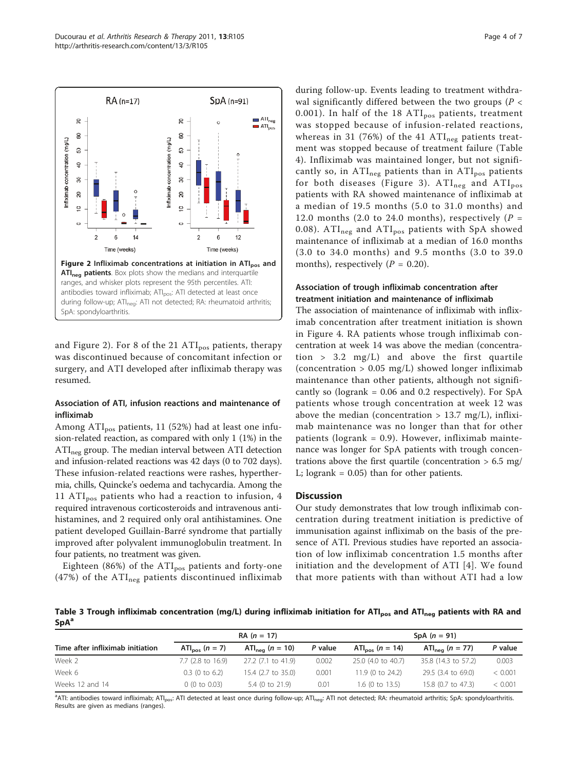Figure 2 Infliximab concentrations at initiation in $ATI_{pos}$ and $ATI_{neg}$ patients. Box plots show the medians and interquartile ranges, and whisker plots represent the 95th percentiles. ATI: antibodies toward infliximab; $ATI_{pos}$: ATI detected at least once during follow-up; $ATI_{neg}$: ATI not detected; RA: rheumatoid arthritis; SpA: spondyloarthritis.

and Figure 2). For 8 of the 21 $ATI_{pos}$ patients, therapy was discontinued because of concomitant infection or surgery, and ATI developed after infliximab therapy was resumed.

### Association of ATI, infusion reactions and maintenance of infliximab

Among $ATI_{pos}$ patients, 11 (52%) had at least one infusion-related reaction, as compared with only 1 (1%) in the $ATI_{neg}$ group. The median interval between ATI detection and infusion-related reactions was 42 days (0 to 702 days). These infusion-related reactions were rashes, hyperthermia, chills, Quincke's oedema and tachycardia. Among the 11 $ATI_{pos}$ patients who had a reaction to infusion, 4 required intravenous corticosteroids and intravenous antihistamines, and 2 required only oral antihistamines. One patient developed Guillain-Barré syndrome that partially improved after polyvalent immunoglobulin treatment. In four patients, no treatment was given.

Eighteen (86%) of the $ATI_{pos}$ patients and forty-one (47%) of the $ATI_{neg}$ patients discontinued infliximab during follow-up. Events leading to treatment withdrawal significantly differed between the two groups ($P < 0.001$). In half of the 18 $ATI_{pos}$ patients, treatment was stopped because of infusion-related reactions, whereas in 31 (76%) of the 41 $ATI_{neg}$ patients treatment was stopped because of treatment failure (Table 4). Infliximab was maintained longer, but not significantly so, in $ATI_{neg}$ patients than in $ATI_{pos}$ patients for both diseases (Figure 3). $ATI_{neg}$ and $ATI_{pos}$ patients with RA showed maintenance of infliximab at a median of 19.5 months (5.0 to 31.0 months) and 12.0 months (2.0 to 24.0 months), respectively ($P = 0.08$). $ATI_{neg}$ and $ATI_{pos}$ patients with SpA showed maintenance of infliximab at a median of 16.0 months (3.0 to 34.0 months) and 9.5 months (3.0 to 39.0 months), respectively ($P = 0.20$).

### Association of trough infliximab concentration after treatment initiation and maintenance of infliximab

The association of maintenance of infliximab with infliximab concentration after treatment initiation is shown in Figure 4. RA patients whose trough infliximab concentration at week 14 was above the median (concentration > 3.2 mg/L) and above the first quartile (concentration > 0.05 mg/L) showed longer infliximab maintenance than other patients, although not significantly so (logrank = 0.06 and 0.2 respectively). For SpA patients whose trough concentration at week 12 was above the median (concentration > 13.7 mg/L), infliximab maintenance was no longer than that for other patients (logrank = 0.9). However, infliximab maintenance was longer for SpA patients with trough concentrations above the first quartile (concentration > 6.5 mg/L; logrank = 0.05) than for other patients.

## Discussion

Our study demonstrates that low trough infliximab concentration during treatment initiation is predictive of immunisation against infliximab on the basis of the presence of ATI. Previous studies have reported an association of low infliximab concentration 1.5 months after initiation and the development of ATI [4]. We found that more patients with than without ATI had a low

**Table 3 Trough infliximab concentration (mg/L) during infliximab initiation for $ATI_{pos}$ and $ATI_{neg}$ patients with RA and SpA[a]**

| | RA ($n$ = 17) | | | SpA ($n$ = 91) | | |
|---|---|---|---|---|---|---|
| Time after infliximab initiation | $ATI_{pos}$ ($n$ = 7) | $ATI_{neg}$ ($n$ = 10) | *P* value | $ATI_{pos}$ ($n$ = 14) | $ATI_{neg}$ ($n$ = 77) | *P* value |
| Week 2 | 7.7 (2.8 to 16.9) | 27.2 (7.1 to 41.9) | 0.002 | 25.0 (4.0 to 40.7) | 35.8 (14.3 to 57.2) | 0.003 |
| Week 6 | 0.3 (0 to 6.2) | 15.4 (2.7 to 35.0) | 0.001 | 11.9 (0 to 24.2) | 29.5 (3.4 to 69.0) | < 0.001 |
| Weeks 12 and 14 | 0 (0 to 0.03) | 5.4 (0 to 21.9) | 0.01 | 1.6 (0 to 13.5) | 15.8 (0.7 to 47.3) | < 0.001 |

[a]ATI: antibodies toward infliximab; $ATI_{pos}$: ATI detected at least once during follow-up; $ATI_{neg}$: ATI not detected; RA: rheumatoid arthritis; SpA: spondyloarthritis. Results are given as medians (ranges).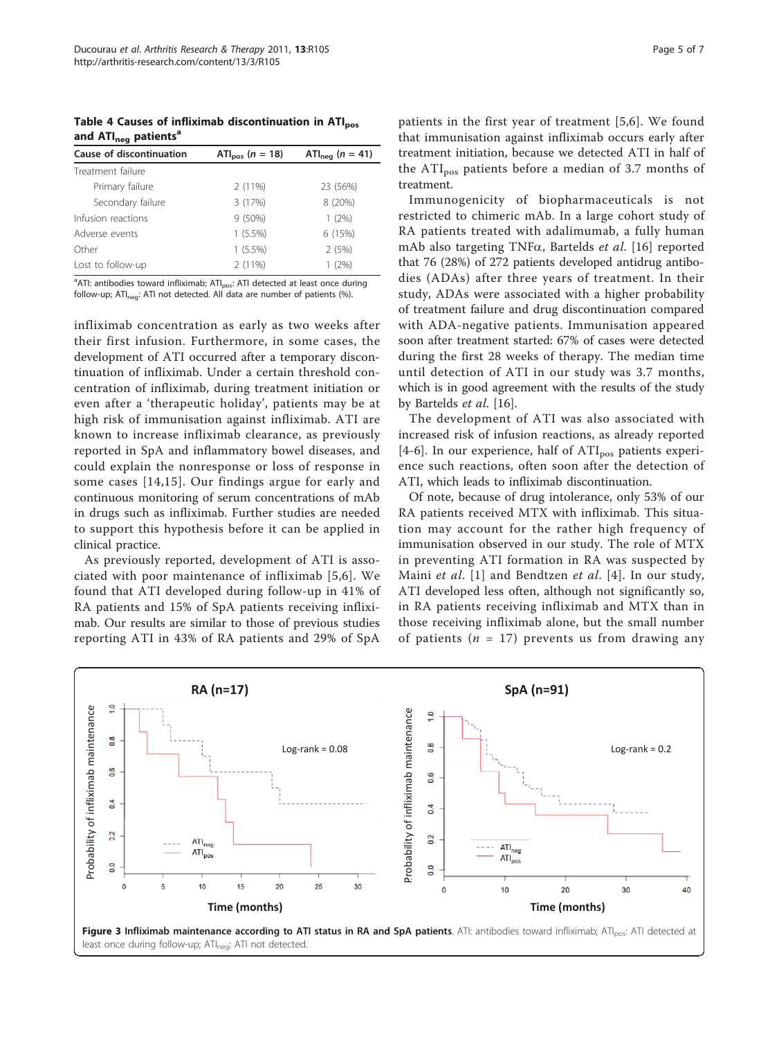**Table 4 Causes of infliximab discontinuation in $ATI_{pos}$ and $ATI_{neg}$ patients[a]**

| Cause of discontinuation | $ATI_{pos}$ ($n$ = 18) | $ATI_{neg}$ ($n$ = 41) |
|---|---|---|
| Treatment failure | | |
| Primary failure | 2 (11%) | 23 (56%) |
| Secondary failure | 3 (17%) | 8 (20%) |
| Infusion reactions | 9 (50%) | 1 (2%) |
| Adverse events | 1 (5.5%) | 6 (15%) |
| Other | 1 (5.5%) | 2 (5%) |
| Lost to follow-up | 2 (11%) | 1 (2%) |

[a]ATI: antibodies toward infliximab; $ATI_{pos}$: ATI detected at least once during follow-up; $ATI_{neg}$: ATI not detected. All data are number of patients (%).

infliximab concentration as early as two weeks after their first infusion. Furthermore, in some cases, the development of ATI occurred after a temporary discontinuation of infliximab. Under a certain threshold concentration of infliximab, during treatment initiation or even after a 'therapeutic holiday', patients may be at high risk of immunisation against infliximab. ATI are known to increase infliximab clearance, as previously reported in SpA and inflammatory bowel diseases, and could explain the nonresponse or loss of response in some cases [14,15]. Our findings argue for early and continuous monitoring of serum concentrations of mAb in drugs such as infliximab. Further studies are needed to support this hypothesis before it can be applied in clinical practice.

As previously reported, development of ATI is associated with poor maintenance of infliximab [5,6]. We found that ATI developed during follow-up in 41% of RA patients and 15% of SpA patients receiving infliximab. Our results are similar to those of previous studies reporting ATI in 43% of RA patients and 29% of SpA patients in the first year of treatment [5,6]. We found that immunisation against infliximab occurs early after treatment initiation, because we detected ATI in half of the $ATI_{pos}$ patients before a median of 3.7 months of treatment.

Immunogenicity of biopharmaceuticals is not restricted to chimeric mAb. In a large cohort study of RA patients treated with adalimumab, a fully human mAb also targeting TNFα, Bartelds *et al.* [16] reported that 76 (28%) of 272 patients developed antidrug antibodies (ADAs) after three years of treatment. In their study, ADAs were associated with a higher probability of treatment failure and drug discontinuation compared with ADA-negative patients. Immunisation appeared soon after treatment started: 67% of cases were detected during the first 28 weeks of therapy. The median time until detection of ATI in our study was 3.7 months, which is in good agreement with the results of the study by Bartelds *et al.* [16].

The development of ATI was also associated with increased risk of infusion reactions, as already reported [4-6]. In our experience, half of $ATI_{pos}$ patients experience such reactions, often soon after the detection of ATI, which leads to infliximab discontinuation.

Of note, because of drug intolerance, only 53% of our RA patients received MTX with infliximab. This situation may account for the rather high frequency of immunisation observed in our study. The role of MTX in preventing ATI formation in RA was suspected by Maini *et al.* [1] and Bendtzen *et al.* [4]. In our study, ATI developed less often, although not significantly so, in RA patients receiving infliximab and MTX than in those receiving infliximab alone, but the small number of patients ($n$ = 17) prevents us from drawing any

**Figure 3 Infliximab maintenance according to ATI status in RA and SpA patients**. ATI: antibodies toward infliximab; $ATI_{pos}$: ATI detected at least once during follow-up; $ATI_{neg}$: ATI not detected.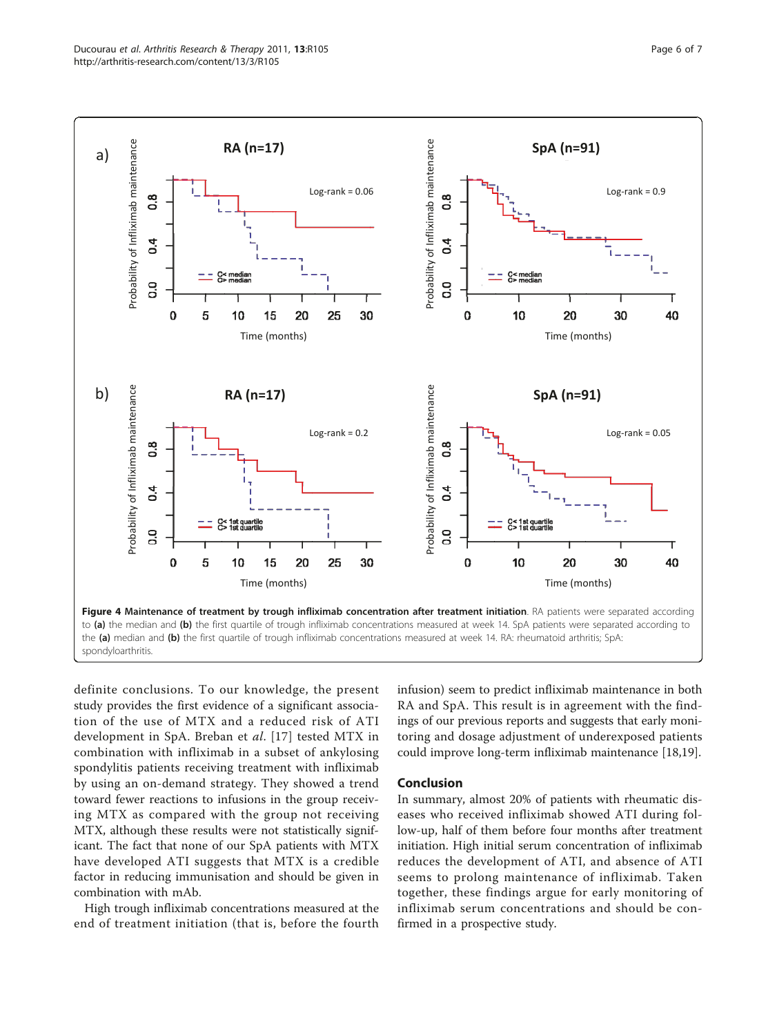**Figure 4 Maintenance of treatment by trough infliximab concentration after treatment initiation**. RA patients were separated according to **(a)** the median and **(b)** the first quartile of trough infliximab concentrations measured at week 14. SpA patients were separated according to the **(a)** median and **(b)** the first quartile of trough infliximab concentrations measured at week 14. RA: rheumatoid arthritis; SpA: spondyloarthritis.

definite conclusions. To our knowledge, the present study provides the first evidence of a significant association of the use of MTX and a reduced risk of ATI development in SpA. Breban et *al*. [17] tested MTX in combination with infliximab in a subset of ankylosing spondylitis patients receiving treatment with infliximab by using an on-demand strategy. They showed a trend toward fewer reactions to infusions in the group receiving MTX as compared with the group not receiving MTX, although these results were not statistically significant. The fact that none of our SpA patients with MTX have developed ATI suggests that MTX is a credible factor in reducing immunisation and should be given in combination with mAb.

High trough infliximab concentrations measured at the end of treatment initiation (that is, before the fourth infusion) seem to predict infliximab maintenance in both RA and SpA. This result is in agreement with the findings of our previous reports and suggests that early monitoring and dosage adjustment of underexposed patients could improve long-term infliximab maintenance [18,19].

## Conclusion

In summary, almost 20% of patients with rheumatic diseases who received infliximab showed ATI during follow-up, half of them before four months after treatment initiation. High initial serum concentration of infliximab reduces the development of ATI, and absence of ATI seems to prolong maintenance of infliximab. Taken together, these findings argue for early monitoring of infliximab serum concentrations and should be confirmed in a prospective study.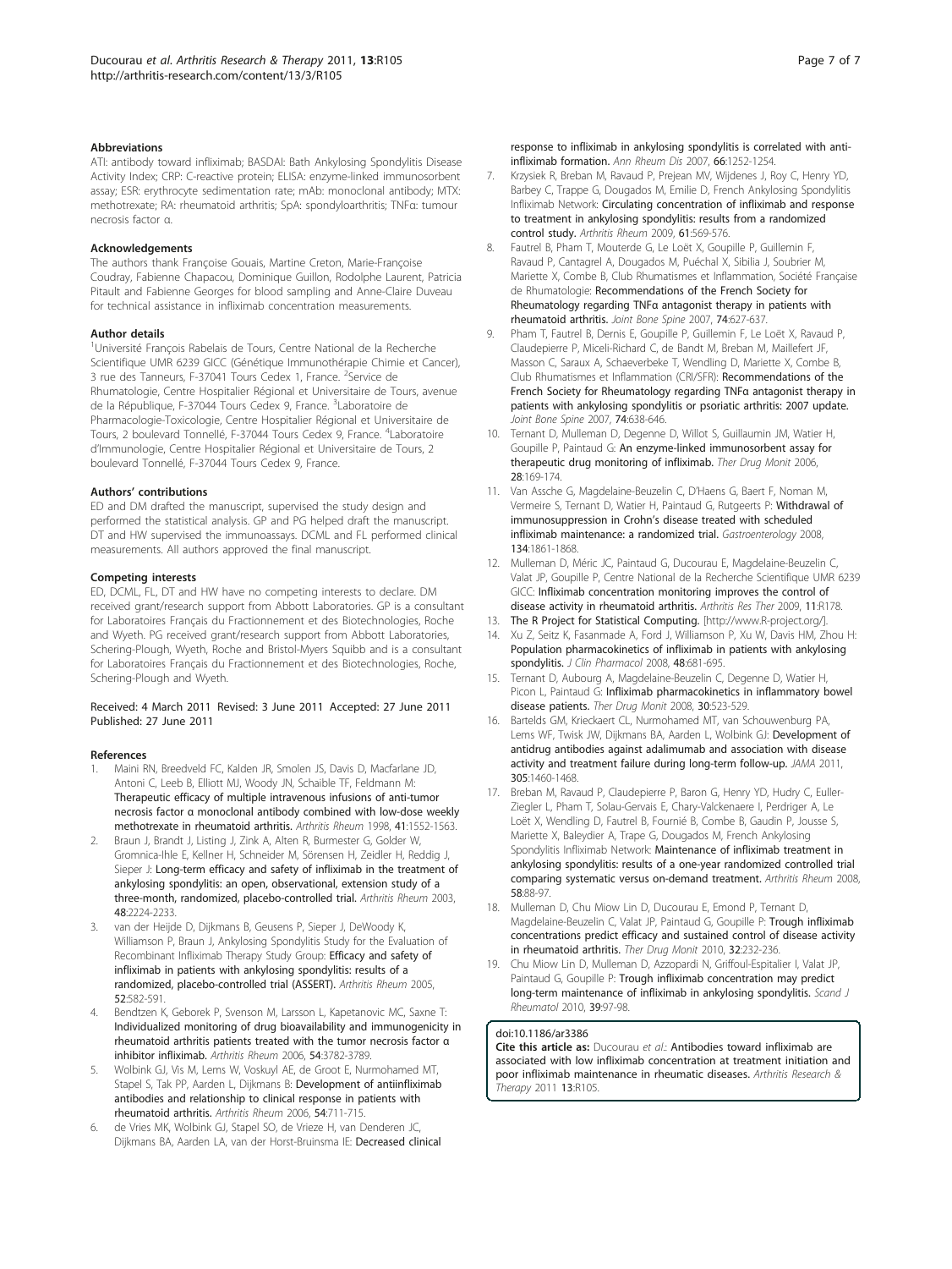### Abbreviations

ATI: antibody toward infliximab; BASDAI: Bath Ankylosing Spondylitis Disease Activity Index; CRP: C-reactive protein; ELISA: enzyme-linked immunosorbent assay; ESR: erythrocyte sedimentation rate; mAb: monoclonal antibody; MTX: methotrexate; RA: rheumatoid arthritis; SpA: spondyloarthritis; TNFα: tumour necrosis factor α.

### Acknowledgements

The authors thank Françoise Gouais, Martine Creton, Marie-Françoise Coudray, Fabienne Chapacou, Dominique Guillon, Rodolphe Laurent, Patricia Pitault and Fabienne Georges for blood sampling and Anne-Claire Duveau for technical assistance in infliximab concentration measurements.

### Author details

[1]Université François Rabelais de Tours, Centre National de la Recherche Scientifique UMR 6239 GICC (Génétique Immunothérapie Chimie et Cancer), 3 rue des Tanneurs, F-37041 Tours Cedex 1, France. [2]Service de Rhumatologie, Centre Hospitalier Régional et Universitaire de Tours, avenue de la République, F-37044 Tours Cedex 9, France. [3]Laboratoire de Pharmacologie-Toxicologie, Centre Hospitalier Régional et Universitaire de Tours, 2 boulevard Tonnellé, F-37044 Tours Cedex 9, France. [4]Laboratoire d'Immunologie, Centre Hospitalier Régional et Universitaire de Tours, 2 boulevard Tonnellé, F-37044 Tours Cedex 9, France.

### Authors' contributions

ED and DM drafted the manuscript, supervised the study design and performed the statistical analysis. GP and PG helped draft the manuscript. DT and HW supervised the immunoassays. DCML and FL performed clinical measurements. All authors approved the final manuscript.

### Competing interests

ED, DCML, FL, DT and HW have no competing interests to declare. DM received grant/research support from Abbott Laboratories. GP is a consultant for Laboratoires Français du Fractionnement et des Biotechnologies, Roche and Wyeth. PG received grant/research support from Abbott Laboratories, Schering-Plough, Wyeth, Roche and Bristol-Myers Squibb and is a consultant for Laboratoires Français du Fractionnement et des Biotechnologies, Roche, Schering-Plough and Wyeth.

Received: 4 March 2011 Revised: 3 June 2011 Accepted: 27 June 2011
Published: 27 June 2011

### References

1. Maini RN, Breedveld FC, Kalden JR, Smolen JS, Davis D, Macfarlane JD, Antoni C, Leeb B, Elliott MJ, Woody JN, Schaible TF, Feldmann M: Therapeutic efficacy of multiple intravenous infusions of anti-tumor necrosis factor α monoclonal antibody combined with low-dose weekly methotrexate in rheumatoid arthritis. *Arthritis Rheum* 1998, **41**:1552-1563.
2. Braun J, Brandt J, Listing J, Zink A, Alten R, Burmester G, Golder W, Gromnica-Ihle E, Kellner H, Schneider M, Sörensen H, Zeidler H, Reddig J, Sieper J: Long-term efficacy and safety of infliximab in the treatment of ankylosing spondylitis: an open, observational, extension study of a three-month, randomized, placebo-controlled trial. *Arthritis Rheum* 2003, **48**:2224-2233.
3. van der Heijde D, Dijkmans B, Geusens P, Sieper J, DeWoody K, Williamson P, Braun J, Ankylosing Spondylitis Study for the Evaluation of Recombinant Infliximab Therapy Study Group: Efficacy and safety of infliximab in patients with ankylosing spondylitis: results of a randomized, placebo-controlled trial (ASSERT). *Arthritis Rheum* 2005, **52**:582-591.
4. Bendtzen K, Geborek P, Svenson M, Larsson L, Kapetanovic MC, Saxne T: Individualized monitoring of drug bioavailability and immunogenicity in rheumatoid arthritis patients treated with the tumor necrosis factor α inhibitor infliximab. *Arthritis Rheum* 2006, **54**:3782-3789.
5. Wolbink GJ, Vis M, Lems W, Voskuyl AE, de Groot E, Nurmohamed MT, Stapel S, Tak PP, Aarden L, Dijkmans B: Development of antiinfliximab antibodies and relationship to clinical response in patients with rheumatoid arthritis. *Arthritis Rheum* 2006, **54**:711-715.
6. de Vries MK, Wolbink GJ, Stapel SO, de Vrieze H, van Denderen JC, Dijkmans BA, Aarden LA, van der Horst-Bruinsma IE: Decreased clinical response to infliximab in ankylosing spondylitis is correlated with anti-infliximab formation. *Ann Rheum Dis* 2007, **66**:1252-1254.
7. Krzysiek R, Breban M, Ravaud P, Prejean MV, Wijdenes J, Roy C, Henry YD, Barbey C, Trappe G, Dougados M, Emilie D, French Ankylosing Spondylitis Infliximab Network: Circulating concentration of infliximab and response to treatment in ankylosing spondylitis: results from a randomized control study. *Arthritis Rheum* 2009, **61**:569-576.
8. Fautrel B, Pham T, Mouterde G, Le Loët X, Goupille P, Guillemin F, Ravaud P, Cantagrel A, Dougados M, Puéchal X, Sibilia J, Soubrier M, Mariette X, Combe B, Club Rhumatismes et Inflammation, Société Française de Rhumatologie: Recommendations of the French Society for Rheumatology regarding TNFα antagonist therapy in patients with rheumatoid arthritis. *Joint Bone Spine* 2007, **74**:627-637.
9. Pham T, Fautrel B, Dernis E, Goupille P, Guillemin F, Le Loët X, Ravaud P, Claudepierre P, Miceli-Richard C, de Bandt M, Breban M, Maillefert JF, Masson C, Saraux A, Schaeverbeke T, Wendling D, Mariette X, Combe B, Club Rhumatismes et Inflammation (CRI/SFR): Recommendations of the French Society for Rheumatology regarding TNFα antagonist therapy in patients with ankylosing spondylitis or psoriatic arthritis: 2007 update. *Joint Bone Spine* 2007, **74**:638-646.
10. Ternant D, Mulleman D, Degenne D, Willot S, Guillaumin JM, Watier H, Goupille P, Paintaud G: An enzyme-linked immunosorbent assay for therapeutic drug monitoring of infliximab. *Ther Drug Monit* 2006, **28**:169-174.
11. Van Assche G, Magdelaine-Beuzelin C, D'Haens G, Baert F, Noman M, Vermeire S, Ternant D, Watier H, Paintaud G, Rutgeerts P: Withdrawal of immunosuppression in Crohn's disease treated with scheduled infliximab maintenance: a randomized trial. *Gastroenterology* 2008, **134**:1861-1868.
12. Mulleman D, Méric JC, Paintaud G, Ducourau E, Magdelaine-Beuzelin C, Valat JP, Goupille P, Centre National de la Recherche Scientifique UMR 6239 GICC: Infliximab concentration monitoring improves the control of disease activity in rheumatoid arthritis. *Arthritis Res Ther* 2009, **11**:R178.
13. The R Project for Statistical Computing. [http://www.R-project.org/].
14. Xu Z, Seitz K, Fasanmade A, Ford J, Williamson P, Xu W, Davis HM, Zhou H: Population pharmacokinetics of infliximab in patients with ankylosing spondylitis. *J Clin Pharmacol* 2008, **48**:681-695.
15. Ternant D, Aubourg A, Magdelaine-Beuzelin C, Degenne D, Watier H, Picon L, Paintaud G: Infliximab pharmacokinetics in inflammatory bowel disease patients. *Ther Drug Monit* 2008, **30**:523-529.
16. Bartelds GM, Krieckaert CL, Nurmohamed MT, van Schouwenburg PA, Lems WF, Twisk JW, Dijkmans BA, Aarden L, Wolbink GJ: Development of antidrug antibodies against adalimumab and association with disease activity and treatment failure during long-term follow-up. *JAMA* 2011, **305**:1460-1468.
17. Breban M, Ravaud P, Claudepierre P, Baron G, Henry YD, Hudry C, Euller-Ziegler L, Pham T, Solau-Gervais E, Chary-Valckenaere I, Perdriger A, Le Loët X, Wendling D, Fautrel B, Fournié B, Combe B, Gaudin P, Jousse S, Mariette X, Baleydier A, Trape G, Dougados M, French Ankylosing Spondylitis Infliximab Network: Maintenance of infliximab treatment in ankylosing spondylitis: results of a one-year randomized controlled trial comparing systematic versus on-demand treatment. *Arthritis Rheum* 2008, **58**:88-97.
18. Mulleman D, Chu Miow Lin D, Ducourau E, Emond P, Ternant D, Magdelaine-Beuzelin C, Valat JP, Paintaud G, Goupille P: Trough infliximab concentrations predict efficacy and sustained control of disease activity in rheumatoid arthritis. *Ther Drug Monit* 2010, **32**:232-236.
19. Chu Miow Lin D, Mulleman D, Azzopardi N, Griffoul-Espitalier I, Valat JP, Paintaud G, Goupille P: Trough infliximab concentration may predict long-term maintenance of infliximab in ankylosing spondylitis. *Scand J Rheumatol* 2010, **39**:97-98.

doi:10.1186/ar3386

**Cite this article as:** Ducourau *et al.*: Antibodies toward infliximab are associated with low infliximab concentration at treatment initiation and poor infliximab maintenance in rheumatic diseases. *Arthritis Research & Therapy* 2011 **13**:R105.